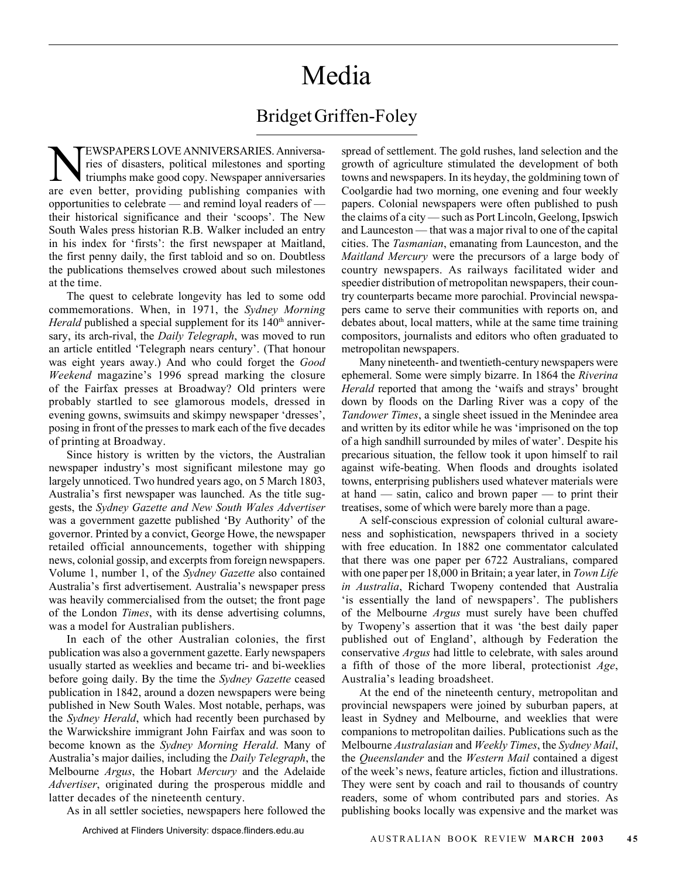# Media

## Bridget Griffen-Foley

NEWSPAPERS LOVE ANNIVERSARIES. Anniversaries of disasters, political milestones and sporting triumphs make good copy. Newspaper anniversaries are even better, providing publishing companies with opportunities to celebrate — and remind loyal readers of — their historical significance and their 'scoops'. The New South Wales press historian R.B. Walker included an entry in his index for 'firsts': the first newspaper at Maitland, the first penny daily, the first tabloid and so on. Doubtless the publications themselves crowed about such milestones at the time.

The quest to celebrate longevity has led to some odd commemorations. When, in 1971, the *Sydney Morning Herald* published a special supplement for its 140th anniversary, its arch-rival, the *Daily Telegraph*, was moved to run an article entitled 'Telegraph nears century'. (That honour was eight years away.) And who could forget the *Good Weekend* magazine's 1996 spread marking the closure of the Fairfax presses at Broadway? Old printers were probably startled to see glamorous models, dressed in evening gowns, swimsuits and skimpy newspaper 'dresses', posing in front of the presses to mark each of the five decades of printing at Broadway.

Since history is written by the victors, the Australian newspaper industry's most significant milestone may go largely unnoticed. Two hundred years ago, on 5 March 1803, Australia's first newspaper was launched. As the title suggests, the *Sydney Gazette and New South Wales Advertiser* was a government gazette published 'By Authority' of the governor. Printed by a convict, George Howe, the newspaper retailed official announcements, together with shipping news, colonial gossip, and excerpts from foreign newspapers. Volume 1, number 1, of the *Sydney Gazette* also contained Australia's first advertisement. Australia's newspaper press was heavily commercialised from the outset; the front page of the London *Times*, with its dense advertising columns, was a model for Australian publishers.

In each of the other Australian colonies, the first publication was also a government gazette. Early newspapers usually started as weeklies and became tri- and bi-weeklies before going daily. By the time the *Sydney Gazette* ceased publication in 1842, around a dozen newspapers were being published in New South Wales. Most notable, perhaps, was the *Sydney Herald*, which had recently been purchased by the Warwickshire immigrant John Fairfax and was soon to become known as the *Sydney Morning Herald*. Many of Australia's major dailies, including the *Daily Telegraph*, the Melbourne *Argus*, the Hobart *Mercury* and the Adelaide *Advertiser*, originated during the prosperous middle and latter decades of the nineteenth century.

As in all settler societies, newspapers here followed the spread of settlement. The gold rushes, land selection and the growth of agriculture stimulated the development of both towns and newspapers. In its heyday, the goldmining town of Coolgardie had two morning, one evening and four weekly papers. Colonial newspapers were often published to push the claims of a city — such as Port Lincoln, Geelong, Ipswich and Launceston — that was a major rival to one of the capital cities. The *Tasmanian*, emanating from Launceston, and the *Maitland Mercury* were the precursors of a large body of country newspapers. As railways facilitated wider and speedier distribution of metropolitan newspapers, their country counterparts became more parochial. Provincial newspapers came to serve their communities with reports on, and debates about, local matters, while at the same time training compositors, journalists and editors who often graduated to metropolitan newspapers.

Many nineteenth- and twentieth-century newspapers were ephemeral. Some were simply bizarre. In 1864 the *Riverina Herald* reported that among the 'waifs and strays' brought down by floods on the Darling River was a copy of the *Tandower Times*, a single sheet issued in the Menindee area and written by its editor while he was 'imprisoned on the top of a high sandhill surrounded by miles of water'. Despite his precarious situation, the fellow took it upon himself to rail against wife-beating. When floods and droughts isolated towns, enterprising publishers used whatever materials were at hand — satin, calico and brown paper — to print their treatises, some of which were barely more than a page.

A self-conscious expression of colonial cultural awareness and sophistication, newspapers thrived in a society with free education. In 1882 one commentator calculated that there was one paper per 6722 Australians, compared with one paper per 18,000 in Britain; a year later, in *Town Life in Australia*, Richard Twopeny contended that Australia 'is essentially the land of newspapers'. The publishers of the Melbourne *Argus* must surely have been chuffed by Twopeny's assertion that it was 'the best daily paper published out of England', although by Federation the conservative *Argus* had little to celebrate, with sales around a fifth of those of the more liberal, protectionist *Age*, Australia's leading broadsheet.

At the end of the nineteenth century, metropolitan and provincial newspapers were joined by suburban papers, at least in Sydney and Melbourne, and weeklies that were companions to metropolitan dailies. Publications such as the Melbourne *Australasian* and *Weekly Times*, the *Sydney Mail*, the *Queenslander* and the *Western Mail* contained a digest of the week's news, feature articles, fiction and illustrations. They were sent by coach and rail to thousands of country readers, some of whom contributed pars and stories. As publishing books locally was expensive and the market was

Archived at Flinders University: dspace.flinders.edu.au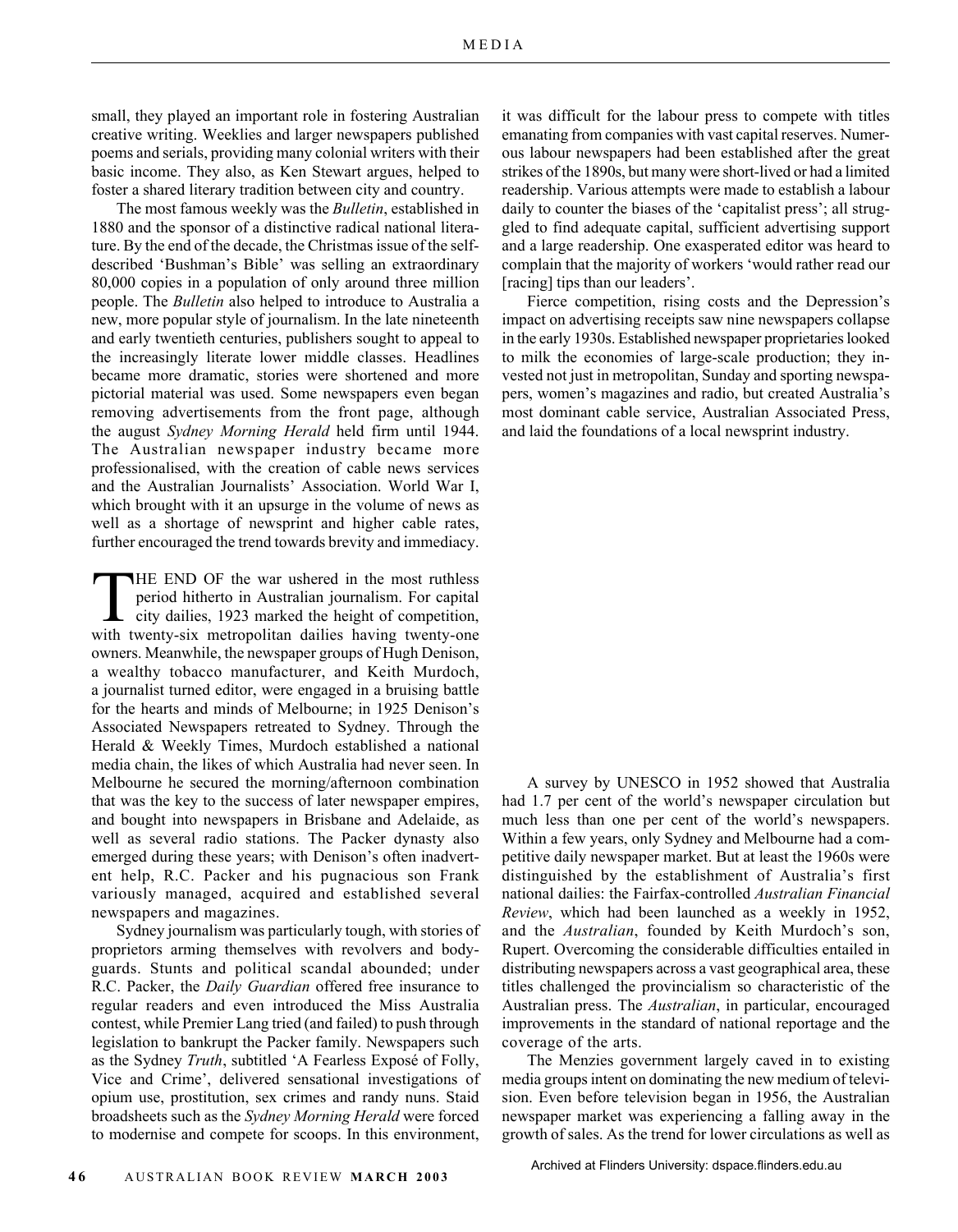small, they played an important role in fostering Australian creative writing. Weeklies and larger newspapers published poems and serials, providing many colonial writers with their basic income. They also, as Ken Stewart argues, helped to foster a shared literary tradition between city and country.

The most famous weekly was the *Bulletin*, established in 1880 and the sponsor of a distinctive radical national literature. By the end of the decade, the Christmas issue of the self-described 'Bushman's Bible' was selling an extraordinary 80,000 copies in a population of only around three million people. The *Bulletin* also helped to introduce to Australia a new, more popular style of journalism. In the late nineteenth and early twentieth centuries, publishers sought to appeal to the increasingly literate lower middle classes. Headlines became more dramatic, stories were shortened and more pictorial material was used. Some newspapers even began removing advertisements from the front page, although the august *Sydney Morning Herald* held firm until 1944. The Australian newspaper industry became more professionalised, with the creation of cable news services and the Australian Journalists' Association. World War I, which brought with it an upsurge in the volume of news as well as a shortage of newsprint and higher cable rates, further encouraged the trend towards brevity and immediacy.

THE END OF the war ushered in the most ruthless period hitherto in Australian journalism. For capital city dailies, 1923 marked the height of competition, with twenty-six metropolitan dailies having twenty-one owners. Meanwhile, the newspaper groups of Hugh Denison, a wealthy tobacco manufacturer, and Keith Murdoch, a journalist turned editor, were engaged in a bruising battle for the hearts and minds of Melbourne; in 1925 Denison's Associated Newspapers retreated to Sydney. Through the Herald & Weekly Times, Murdoch established a national media chain, the likes of which Australia had never seen. In Melbourne he secured the morning/afternoon combination that was the key to the success of later newspaper empires, and bought into newspapers in Brisbane and Adelaide, as well as several radio stations. The Packer dynasty also emerged during these years; with Denison's often inadvertent help, R.C. Packer and his pugnacious son Frank variously managed, acquired and established several newspapers and magazines.

Sydney journalism was particularly tough, with stories of proprietors arming themselves with revolvers and bodyguards. Stunts and political scandal abounded; under R.C. Packer, the *Daily Guardian* offered free insurance to regular readers and even introduced the Miss Australia contest, while Premier Lang tried (and failed) to push through legislation to bankrupt the Packer family. Newspapers such as the Sydney *Truth*, subtitled 'A Fearless Exposé of Folly, Vice and Crime', delivered sensational investigations of opium use, prostitution, sex crimes and randy nuns. Staid broadsheets such as the *Sydney Morning Herald* were forced to modernise and compete for scoops. In this environment, it was difficult for the labour press to compete with titles emanating from companies with vast capital reserves. Numerous labour newspapers had been established after the great strikes of the 1890s, but many were short-lived or had a limited readership. Various attempts were made to establish a labour daily to counter the biases of the 'capitalist press'; all struggled to find adequate capital, sufficient advertising support and a large readership. One exasperated editor was heard to complain that the majority of workers 'would rather read our [racing] tips than our leaders'.

Fierce competition, rising costs and the Depression's impact on advertising receipts saw nine newspapers collapse in the early 1930s. Established newspaper proprietaries looked to milk the economies of large-scale production; they invested not just in metropolitan, Sunday and sporting newspapers, women's magazines and radio, but created Australia's most dominant cable service, Australian Associated Press, and laid the foundations of a local newsprint industry.

A survey by UNESCO in 1952 showed that Australia had 1.7 per cent of the world's newspaper circulation but much less than one per cent of the world's newspapers. Within a few years, only Sydney and Melbourne had a competitive daily newspaper market. But at least the 1960s were distinguished by the establishment of Australia's first national dailies: the Fairfax-controlled *Australian Financial Review*, which had been launched as a weekly in 1952, and the *Australian*, founded by Keith Murdoch's son, Rupert. Overcoming the considerable difficulties entailed in distributing newspapers across a vast geographical area, these titles challenged the provincialism so characteristic of the Australian press. The *Australian*, in particular, encouraged improvements in the standard of national reportage and the coverage of the arts.

The Menzies government largely caved in to existing media groups intent on dominating the new medium of television. Even before television began in 1956, the Australian newspaper market was experiencing a falling away in the growth of sales. As the trend for lower circulations as well as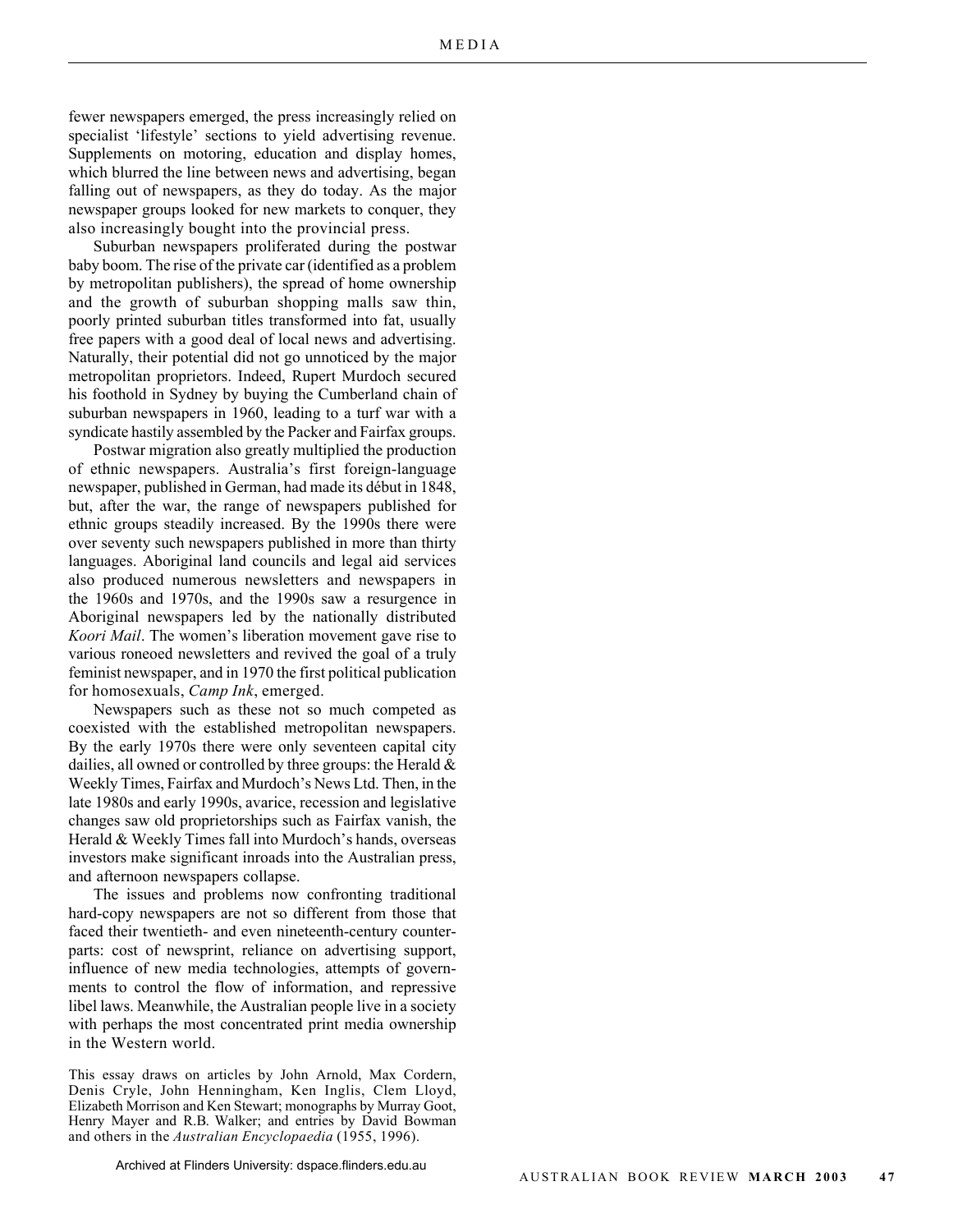fewer newspapers emerged, the press increasingly relied on specialist 'lifestyle' sections to yield advertising revenue. Supplements on motoring, education and display homes, which blurred the line between news and advertising, began falling out of newspapers, as they do today. As the major newspaper groups looked for new markets to conquer, they also increasingly bought into the provincial press.

Suburban newspapers proliferated during the postwar baby boom. The rise of the private car (identified as a problem by metropolitan publishers), the spread of home ownership and the growth of suburban shopping malls saw thin, poorly printed suburban titles transformed into fat, usually free papers with a good deal of local news and advertising. Naturally, their potential did not go unnoticed by the major metropolitan proprietors. Indeed, Rupert Murdoch secured his foothold in Sydney by buying the Cumberland chain of suburban newspapers in 1960, leading to a turf war with a syndicate hastily assembled by the Packer and Fairfax groups.

Postwar migration also greatly multiplied the production of ethnic newspapers. Australia's first foreign-language newspaper, published in German, had made its début in 1848, but, after the war, the range of newspapers published for ethnic groups steadily increased. By the 1990s there were over seventy such newspapers published in more than thirty languages. Aboriginal land councils and legal aid services also produced numerous newsletters and newspapers in the 1960s and 1970s, and the 1990s saw a resurgence in Aboriginal newspapers led by the nationally distributed *Koori Mail*. The women's liberation movement gave rise to various roneoed newsletters and revived the goal of a truly feminist newspaper, and in 1970 the first political publication for homosexuals, *Camp Ink*, emerged.

Newspapers such as these not so much competed as coexisted with the established metropolitan newspapers. By the early 1970s there were only seventeen capital city dailies, all owned or controlled by three groups: the Herald & Weekly Times, Fairfax and Murdoch's News Ltd. Then, in the late 1980s and early 1990s, avarice, recession and legislative changes saw old proprietorships such as Fairfax vanish, the Herald & Weekly Times fall into Murdoch's hands, overseas investors make significant inroads into the Australian press, and afternoon newspapers collapse.

The issues and problems now confronting traditional hard-copy newspapers are not so different from those that faced their twentieth- and even nineteenth-century counterparts: cost of newsprint, reliance on advertising support, influence of new media technologies, attempts of governments to control the flow of information, and repressive libel laws. Meanwhile, the Australian people live in a society with perhaps the most concentrated print media ownership in the Western world.

This essay draws on articles by John Arnold, Max Cordern, Denis Cryle, John Henningham, Ken Inglis, Clem Lloyd, Elizabeth Morrison and Ken Stewart; monographs by Murray Goot, Henry Mayer and R.B. Walker; and entries by David Bowman and others in the *Australian Encyclopaedia* (1955, 1996).

Archived at Flinders University: dspace.flinders.edu.au